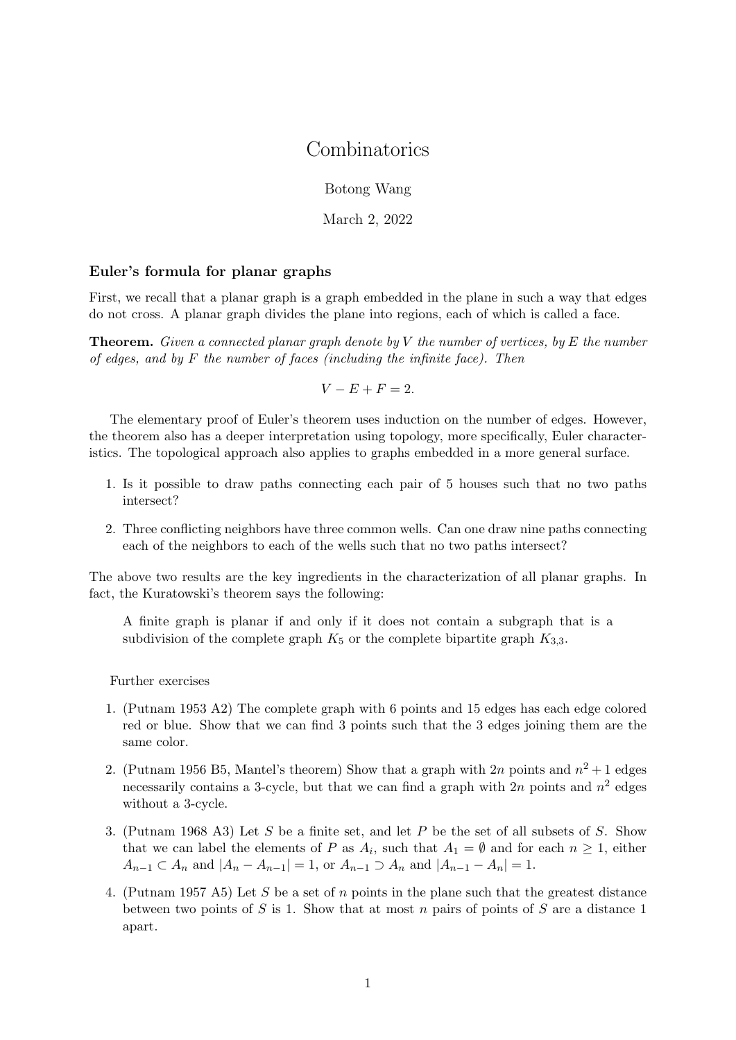# Combinatorics

Botong Wang

March 2, 2022

## Euler's formula for planar graphs

First, we recall that a planar graph is a graph embedded in the plane in such a way that edges do not cross. A planar graph divides the plane into regions, each of which is called a face.

**Theorem.** *Given a connected planar graph denote by $V$ the number of vertices, by $E$ the number of edges, and by $F$ the number of faces (including the infinite face). Then*

$$V - E + F = 2.$$

The elementary proof of Euler's theorem uses induction on the number of edges. However, the theorem also has a deeper interpretation using topology, more specifically, Euler characteristics. The topological approach also applies to graphs embedded in a more general surface.

1. Is it possible to draw paths connecting each pair of 5 houses such that no two paths intersect?

2. Three conflicting neighbors have three common wells. Can one draw nine paths connecting each of the neighbors to each of the wells such that no two paths intersect?

The above two results are the key ingredients in the characterization of all planar graphs. In fact, the Kuratowski's theorem says the following:

> A finite graph is planar if and only if it does not contain a subgraph that is a subdivision of the complete graph $K_5$ or the complete bipartite graph $K_{3,3}$.

Further exercises

1. (Putnam 1953 A2) The complete graph with 6 points and 15 edges has each edge colored red or blue. Show that we can find 3 points such that the 3 edges joining them are the same color.

2. (Putnam 1956 B5, Mantel's theorem) Show that a graph with $2n$ points and $n^2 + 1$ edges necessarily contains a 3-cycle, but that we can find a graph with $2n$ points and $n^2$ edges without a 3-cycle.

3. (Putnam 1968 A3) Let $S$ be a finite set, and let $P$ be the set of all subsets of $S$. Show that we can label the elements of $P$ as $A_i$, such that $A_1 = \emptyset$ and for each $n \geq 1$, either $A_{n-1} \subset A_n$ and $|A_n - A_{n-1}| = 1$, or $A_{n-1} \supset A_n$ and $|A_{n-1} - A_n| = 1$.

4. (Putnam 1957 A5) Let $S$ be a set of $n$ points in the plane such that the greatest distance between two points of $S$ is 1. Show that at most $n$ pairs of points of $S$ are a distance 1 apart.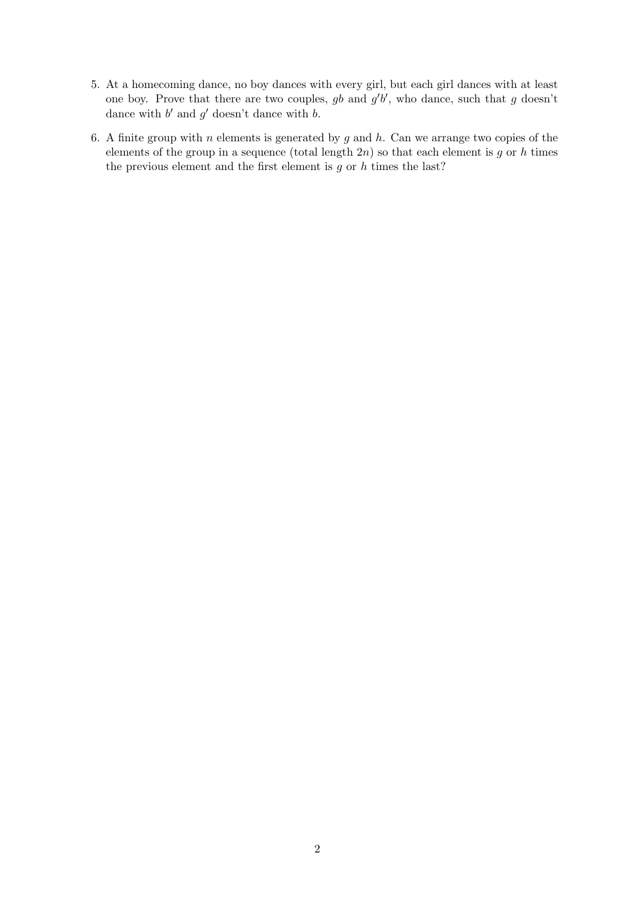5. At a homecoming dance, no boy dances with every girl, but each girl dances with at least one boy. Prove that there are two couples, $gb$ and $g'b'$, who dance, such that $g$ doesn't dance with $b'$ and $g'$ doesn't dance with $b$.

6. A finite group with $n$ elements is generated by $g$ and $h$. Can we arrange two copies of the elements of the group in a sequence (total length $2n$) so that each element is $g$ or $h$ times the previous element and the first element is $g$ or $h$ times the last?